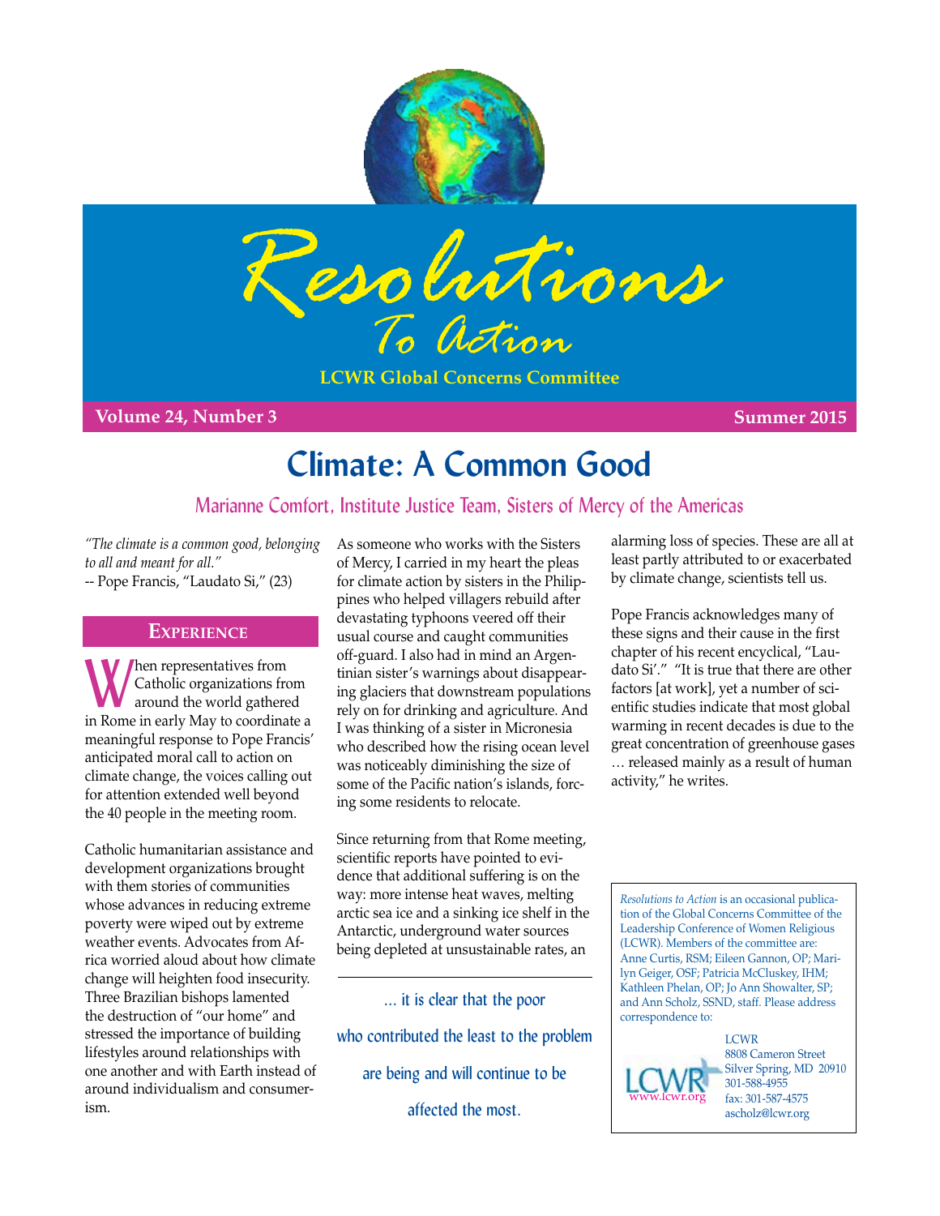# Resolutions To Action

**LCWR Global Concerns Committee**

**Volume 24, Number 3** **Summer 2015**

# Climate: A Common Good

## Marianne Comfort, Institute Justice Team, Sisters of Mercy of the Americas

*"The climate is a common good, belonging to all and meant for all."*
-- Pope Francis, "Laudato Si," (23)

### Experience

When representatives from Catholic organizations from around the world gathered in Rome in early May to coordinate a meaningful response to Pope Francis' anticipated moral call to action on climate change, the voices calling out for attention extended well beyond the 40 people in the meeting room.

Catholic humanitarian assistance and development organizations brought with them stories of communities whose advances in reducing extreme poverty were wiped out by extreme weather events. Advocates from Africa worried aloud about how climate change will heighten food insecurity. Three Brazilian bishops lamented the destruction of "our home" and stressed the importance of building lifestyles around relationships with one another and with Earth instead of around individualism and consumerism.

As someone who works with the Sisters of Mercy, I carried in my heart the pleas for climate action by sisters in the Philippines who helped villagers rebuild after devastating typhoons veered off their usual course and caught communities off-guard. I also had in mind an Argentinian sister's warnings about disappearing glaciers that downstream populations rely on for drinking and agriculture. And I was thinking of a sister in Micronesia who described how the rising ocean level was noticeably diminishing the size of some of the Pacific nation's islands, forcing some residents to relocate.

Since returning from that Rome meeting, scientific reports have pointed to evidence that additional suffering is on the way: more intense heat waves, melting arctic sea ice and a sinking ice shelf in the Antarctic, underground water sources being depleted at unsustainable rates, an alarming loss of species. These are all at least partly attributed to or exacerbated by climate change, scientists tell us.

> ... it is clear that the poor who contributed the least to the problem are being and will continue to be affected the most.

Pope Francis acknowledges many of these signs and their cause in the first chapter of his recent encyclical, "Laudato Si'." "It is true that there are other factors [at work], yet a number of scientific studies indicate that most global warming in recent decades is due to the great concentration of greenhouse gases … released mainly as a result of human activity," he writes.

*Resolutions to Action* is an occasional publication of the Global Concerns Committee of the Leadership Conference of Women Religious (LCWR). Members of the committee are: Anne Curtis, RSM; Eileen Gannon, OP; Marilyn Geiger, OSF; Patricia McCluskey, IHM; Kathleen Phelan, OP; Jo Ann Showalter, SP; and Ann Scholz, SSND, staff. Please address correspondence to:

LCWR
8808 Cameron Street
Silver Spring, MD 20910
301-588-4955
fax: 301-587-4575
ascholz@lcwr.org
www.lcwr.org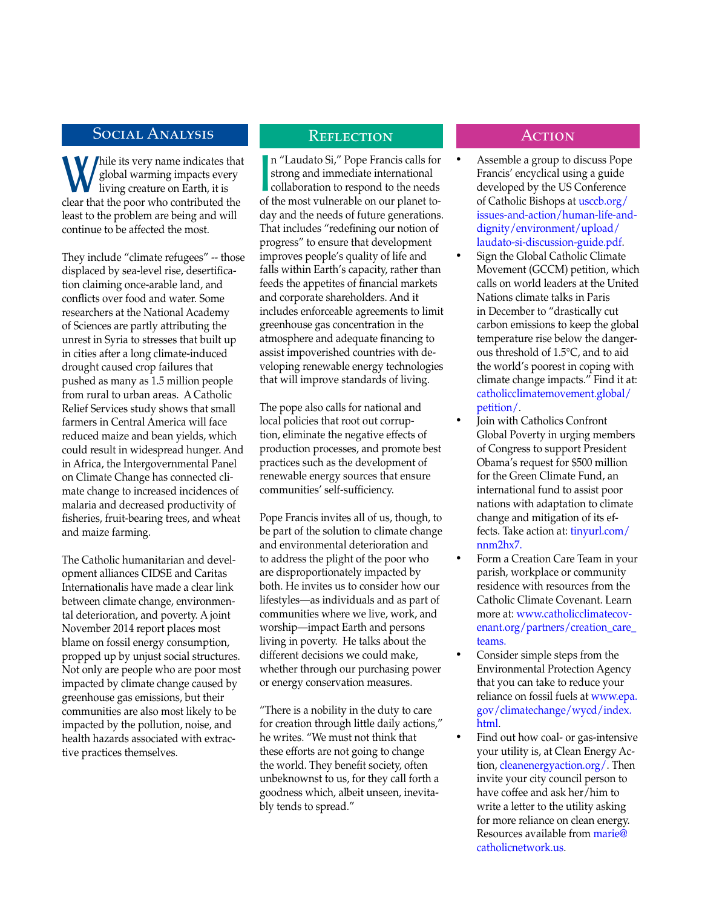## Social Analysis

While its very name indicates that global warming impacts every living creature on Earth, it is clear that the poor who contributed the least to the problem are being and will continue to be affected the most.

They include "climate refugees" -- those displaced by sea-level rise, desertification claiming once-arable land, and conflicts over food and water. Some researchers at the National Academy of Sciences are partly attributing the unrest in Syria to stresses that built up in cities after a long climate-induced drought caused crop failures that pushed as many as 1.5 million people from rural to urban areas. A Catholic Relief Services study shows that small farmers in Central America will face reduced maize and bean yields, which could result in widespread hunger. And in Africa, the Intergovernmental Panel on Climate Change has connected climate change to increased incidences of malaria and decreased productivity of fisheries, fruit-bearing trees, and wheat and maize farming.

The Catholic humanitarian and development alliances CIDSE and Caritas Internationalis have made a clear link between climate change, environmental deterioration, and poverty. A joint November 2014 report places most blame on fossil energy consumption, propped up by unjust social structures. Not only are people who are poor most impacted by climate change caused by greenhouse gas emissions, but their communities are also most likely to be impacted by the pollution, noise, and health hazards associated with extractive practices themselves.

## Reflection

In "Laudato Si," Pope Francis calls for strong and immediate international collaboration to respond to the needs of the most vulnerable on our planet today and the needs of future generations. That includes "redefining our notion of progress" to ensure that development improves people's quality of life and falls within Earth's capacity, rather than feeds the appetites of financial markets and corporate shareholders. And it includes enforceable agreements to limit greenhouse gas concentration in the atmosphere and adequate financing to assist impoverished countries with developing renewable energy technologies that will improve standards of living.

The pope also calls for national and local policies that root out corruption, eliminate the negative effects of production processes, and promote best practices such as the development of renewable energy sources that ensure communities' self-sufficiency.

Pope Francis invites all of us, though, to be part of the solution to climate change and environmental deterioration and to address the plight of the poor who are disproportionately impacted by both. He invites us to consider how our lifestyles—as individuals and as part of communities where we live, work, and worship—impact Earth and persons living in poverty. He talks about the different decisions we could make, whether through our purchasing power or energy conservation measures.

"There is a nobility in the duty to care for creation through little daily actions," he writes. "We must not think that these efforts are not going to change the world. They benefit society, often unbeknownst to us, for they call forth a goodness which, albeit unseen, inevitably tends to spread."

## Action

- Assemble a group to discuss Pope Francis' encyclical using a guide developed by the US Conference of Catholic Bishops at usccb.org/issues-and-action/human-life-and-dignity/environment/upload/laudato-si-discussion-guide.pdf.
- Sign the Global Catholic Climate Movement (GCCM) petition, which calls on world leaders at the United Nations climate talks in Paris in December to "drastically cut carbon emissions to keep the global temperature rise below the dangerous threshold of 1.5°C, and to aid the world's poorest in coping with climate change impacts." Find it at: catholicclimatemovement.global/petition/.
- Join with Catholics Confront Global Poverty in urging members of Congress to support President Obama's request for $500 million for the Green Climate Fund, an international fund to assist poor nations with adaptation to climate change and mitigation of its effects. Take action at: tinyurl.com/nnm2hx7.
- Form a Creation Care Team in your parish, workplace or community residence with resources from the Catholic Climate Covenant. Learn more at: www.catholicclimatecovenant.org/partners/creation_care_teams.
- Consider simple steps from the Environmental Protection Agency that you can take to reduce your reliance on fossil fuels at www.epa.gov/climatechange/wycd/index.html.
- Find out how coal- or gas-intensive your utility is, at Clean Energy Action, cleanenergyaction.org/. Then invite your city council person to have coffee and ask her/him to write a letter to the utility asking for more reliance on clean energy. Resources available from marie@catholicnetwork.us.